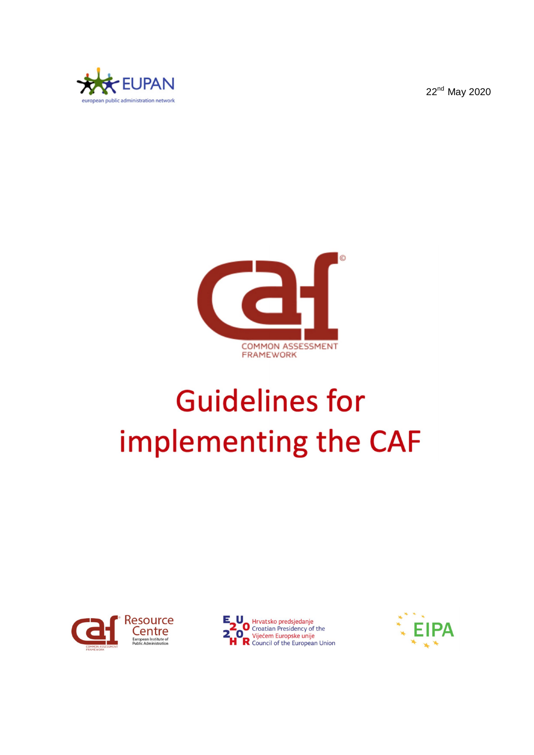22nd May 2020

# Guidelines for implementing the CAF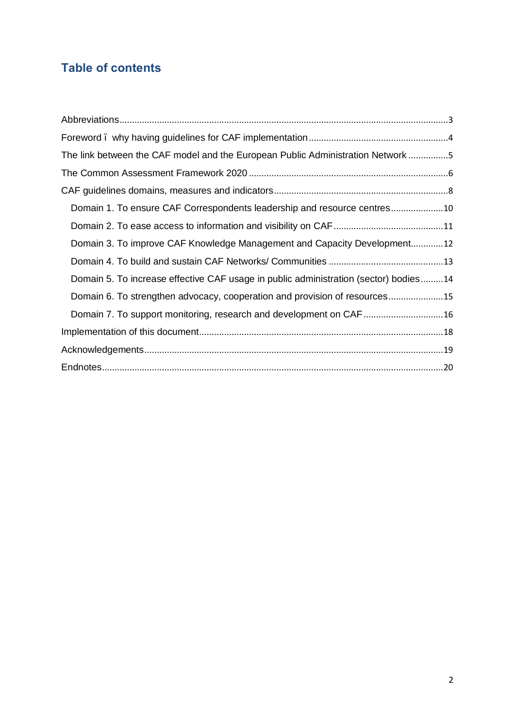## Table of contents

Abbreviations....................................................................................................................................3

Foreword ï why having guidelines for CAF implementation........................................................4

The link between the CAF model and the European Public Administration Network ................5

The Common Assessment Framework 2020 ................................................................................6

CAF guidelines domains, measures and indicators.....................................................................8

- Domain 1. To ensure CAF Correspondents leadership and resource centres.....................10
- Domain 2. To ease access to information and visibility on CAF............................................11
- Domain 3. To improve CAF Knowledge Management and Capacity Development.............12
- Domain 4. To build and sustain CAF Networks/ Communities .............................................13
- Domain 5. To increase effective CAF usage in public administration (sector) bodies.........14
- Domain 6. To strengthen advocacy, cooperation and provision of resources......................15
- Domain 7. To support monitoring, research and development on CAF................................16

Implementation of this document.................................................................................................18

Acknowledgements.......................................................................................................................19

Endnotes.......................................................................................................................................20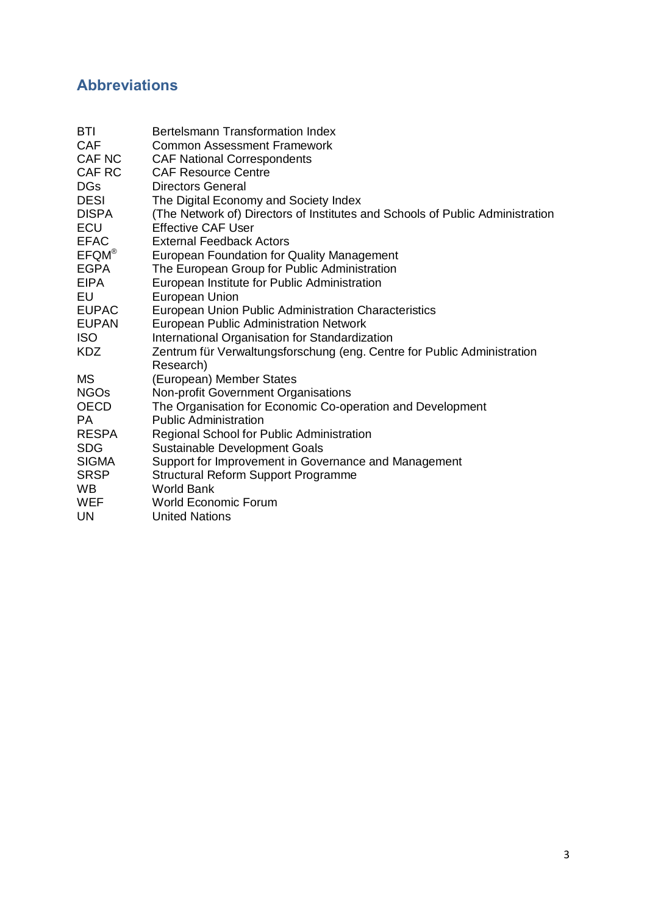## Abbreviations

| | |
|---|---|
| BTI | Bertelsmann Transformation Index |
| CAF | Common Assessment Framework |
| CAF NC | CAF National Correspondents |
| CAF RC | CAF Resource Centre |
| DGs | Directors General |
| DESI | The Digital Economy and Society Index |
| DISPA | (The Network of) Directors of Institutes and Schools of Public Administration |
| ECU | Effective CAF User |
| EFAC | External Feedback Actors |
| EFQM® | European Foundation for Quality Management |
| EGPA | The European Group for Public Administration |
| EIPA | European Institute for Public Administration |
| EU | European Union |
| EUPAC | European Union Public Administration Characteristics |
| EUPAN | European Public Administration Network |
| ISO | International Organisation for Standardization |
| KDZ | Zentrum für Verwaltungsforschung (eng. Centre for Public Administration Research) |
| MS | (European) Member States |
| NGOs | Non-profit Government Organisations |
| OECD | The Organisation for Economic Co-operation and Development |
| PA | Public Administration |
| RESPA | Regional School for Public Administration |
| SDG | Sustainable Development Goals |
| SIGMA | Support for Improvement in Governance and Management |
| SRSP | Structural Reform Support Programme |
| WB | World Bank |
| WEF | World Economic Forum |
| UN | United Nations |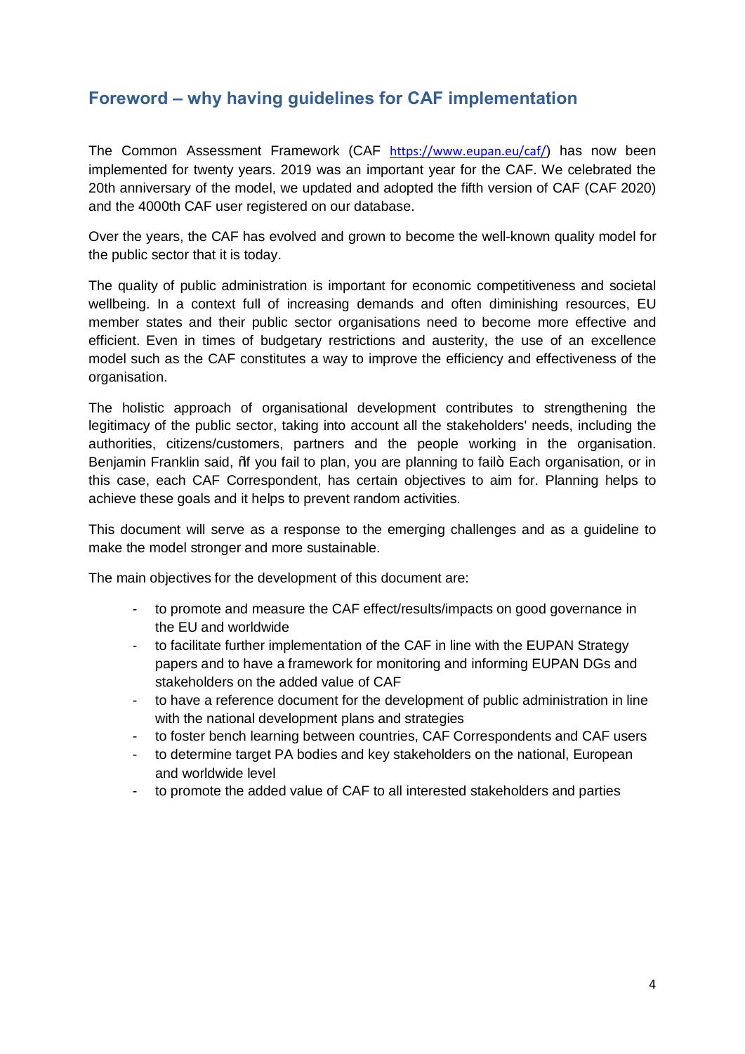## Foreword – why having guidelines for CAF implementation

The Common Assessment Framework (CAF https://www.eupan.eu/caf/) has now been implemented for twenty years. 2019 was an important year for the CAF. We celebrated the 20th anniversary of the model, we updated and adopted the fifth version of CAF (CAF 2020) and the 4000th CAF user registered on our database.

Over the years, the CAF has evolved and grown to become the well-known quality model for the public sector that it is today.

The quality of public administration is important for economic competitiveness and societal wellbeing. In a context full of increasing demands and often diminishing resources, EU member states and their public sector organisations need to become more effective and efficient. Even in times of budgetary restrictions and austerity, the use of an excellence model such as the CAF constitutes a way to improve the efficiency and effectiveness of the organisation.

The holistic approach of organisational development contributes to strengthening the legitimacy of the public sector, taking into account all the stakeholders' needs, including the authorities, citizens/customers, partners and the people working in the organisation. Benjamin Franklin said, "If you fail to plan, you are planning to fail" Each organisation, or in this case, each CAF Correspondent, has certain objectives to aim for. Planning helps to achieve these goals and it helps to prevent random activities.

This document will serve as a response to the emerging challenges and as a guideline to make the model stronger and more sustainable.

The main objectives for the development of this document are:

- to promote and measure the CAF effect/results/impacts on good governance in the EU and worldwide
- to facilitate further implementation of the CAF in line with the EUPAN Strategy papers and to have a framework for monitoring and informing EUPAN DGs and stakeholders on the added value of CAF
- to have a reference document for the development of public administration in line with the national development plans and strategies
- to foster bench learning between countries, CAF Correspondents and CAF users
- to determine target PA bodies and key stakeholders on the national, European and worldwide level
- to promote the added value of CAF to all interested stakeholders and parties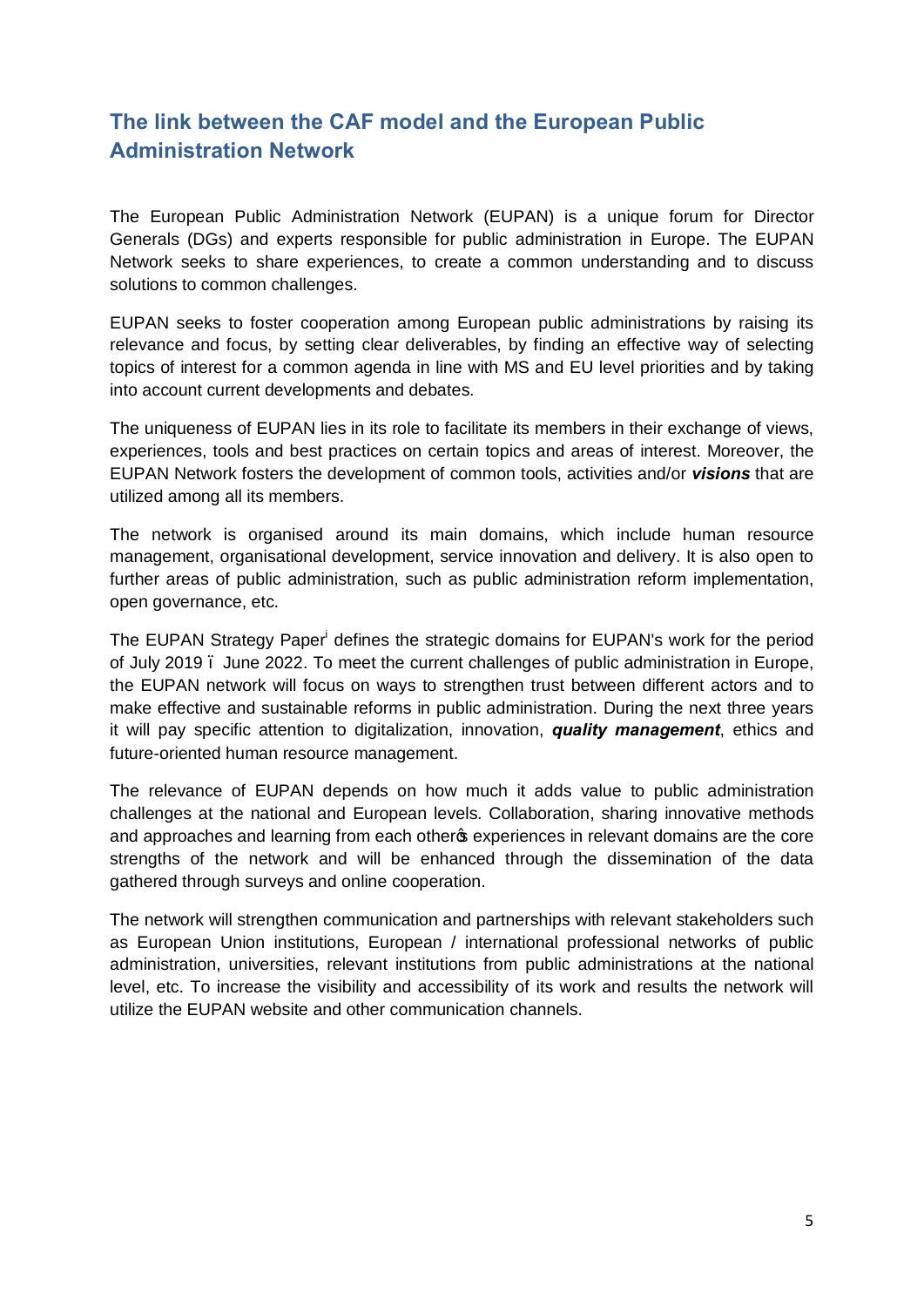## The link between the CAF model and the European Public Administration Network

The European Public Administration Network (EUPAN) is a unique forum for Director Generals (DGs) and experts responsible for public administration in Europe. The EUPAN Network seeks to share experiences, to create a common understanding and to discuss solutions to common challenges.

EUPAN seeks to foster cooperation among European public administrations by raising its relevance and focus, by setting clear deliverables, by finding an effective way of selecting topics of interest for a common agenda in line with MS and EU level priorities and by taking into account current developments and debates.

The uniqueness of EUPAN lies in its role to facilitate its members in their exchange of views, experiences, tools and best practices on certain topics and areas of interest. Moreover, the EUPAN Network fosters the development of common tools, activities and/or ***visions*** that are utilized among all its members.

The network is organised around its main domains, which include human resource management, organisational development, service innovation and delivery. It is also open to further areas of public administration, such as public administration reform implementation, open governance, etc.

The EUPAN Strategy Paper[i] defines the strategic domains for EUPAN's work for the period of July 2019 – June 2022. To meet the current challenges of public administration in Europe, the EUPAN network will focus on ways to strengthen trust between different actors and to make effective and sustainable reforms in public administration. During the next three years it will pay specific attention to digitalization, innovation, ***quality management***, ethics and future-oriented human resource management.

The relevance of EUPAN depends on how much it adds value to public administration challenges at the national and European levels. Collaboration, sharing innovative methods and approaches and learning from each other's experiences in relevant domains are the core strengths of the network and will be enhanced through the dissemination of the data gathered through surveys and online cooperation.

The network will strengthen communication and partnerships with relevant stakeholders such as European Union institutions, European / international professional networks of public administration, universities, relevant institutions from public administrations at the national level, etc. To increase the visibility and accessibility of its work and results the network will utilize the EUPAN website and other communication channels.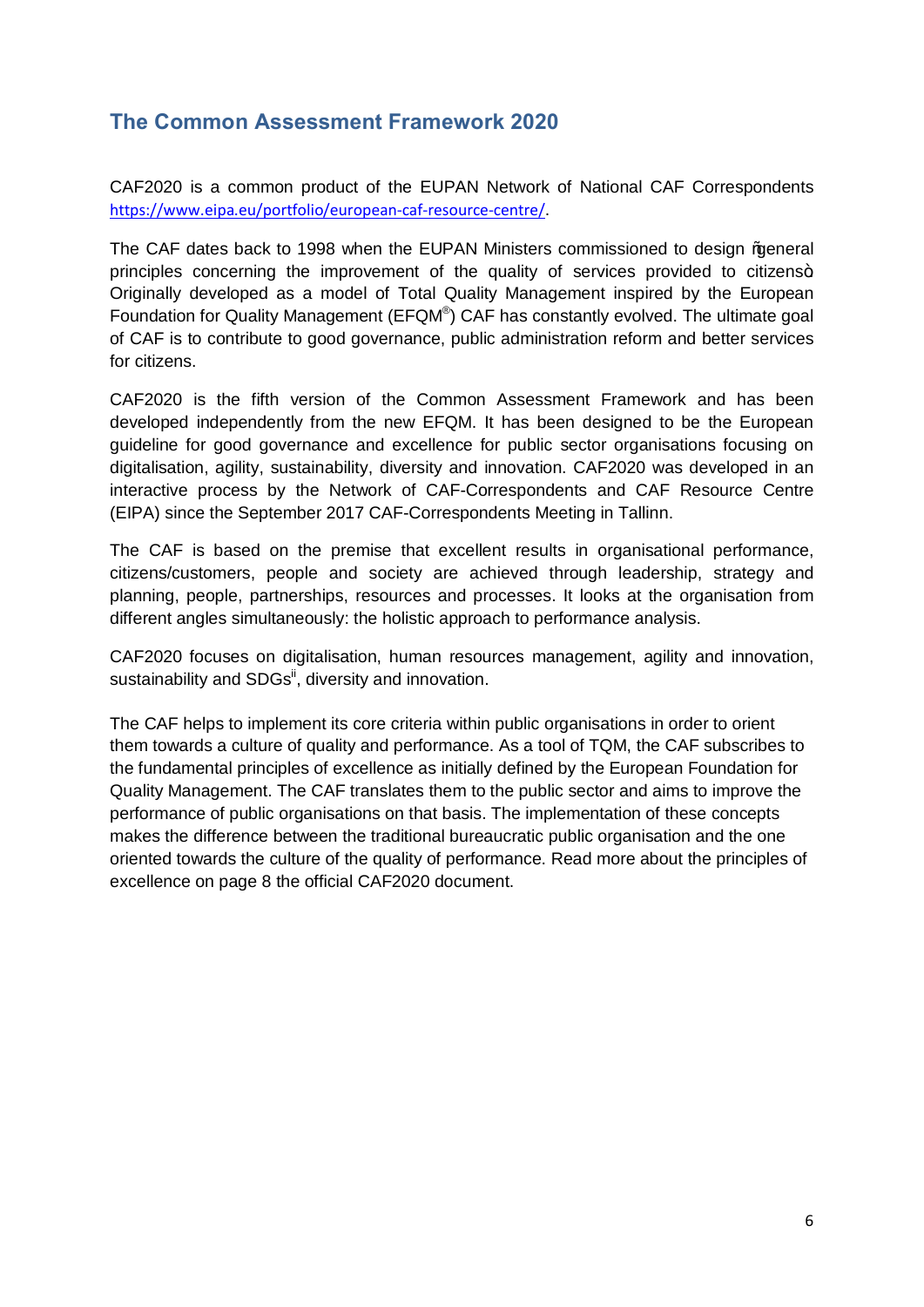## The Common Assessment Framework 2020

CAF2020 is a common product of the EUPAN Network of National CAF Correspondents https://www.eipa.eu/portfolio/european-caf-resource-centre/.

The CAF dates back to 1998 when the EUPAN Ministers commissioned to design "general principles concerning the improvement of the quality of services provided to citizens". Originally developed as a model of Total Quality Management inspired by the European Foundation for Quality Management (EFQM®) CAF has constantly evolved. The ultimate goal of CAF is to contribute to good governance, public administration reform and better services for citizens.

CAF2020 is the fifth version of the Common Assessment Framework and has been developed independently from the new EFQM. It has been designed to be the European guideline for good governance and excellence for public sector organisations focusing on digitalisation, agility, sustainability, diversity and innovation. CAF2020 was developed in an interactive process by the Network of CAF-Correspondents and CAF Resource Centre (EIPA) since the September 2017 CAF-Correspondents Meeting in Tallinn.

The CAF is based on the premise that excellent results in organisational performance, citizens/customers, people and society are achieved through leadership, strategy and planning, people, partnerships, resources and processes. It looks at the organisation from different angles simultaneously: the holistic approach to performance analysis.

CAF2020 focuses on digitalisation, human resources management, agility and innovation, sustainability and SDGs[ii], diversity and innovation.

The CAF helps to implement its core criteria within public organisations in order to orient them towards a culture of quality and performance. As a tool of TQM, the CAF subscribes to the fundamental principles of excellence as initially defined by the European Foundation for Quality Management. The CAF translates them to the public sector and aims to improve the performance of public organisations on that basis. The implementation of these concepts makes the difference between the traditional bureaucratic public organisation and the one oriented towards the culture of the quality of performance. Read more about the principles of excellence on page 8 the official CAF2020 document.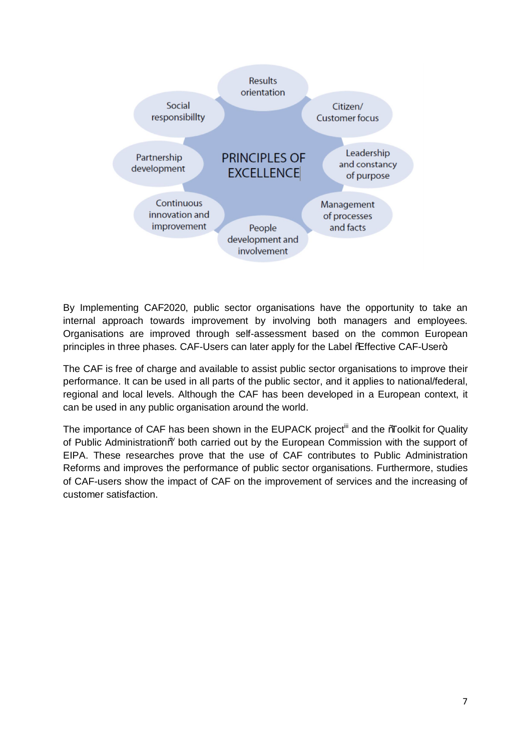PRINCIPLES OF EXCELLENCE

- Results orientation
- Citizen/ Customer focus
- Leadership and constancy of purpose
- Management of processes and facts
- People development and involvement
- Continuous innovation and improvement
- Partnership development
- Social responsibillty

By Implementing CAF2020, public sector organisations have the opportunity to take an internal approach towards improvement by involving both managers and employees. Organisations are improved through self-assessment based on the common European principles in three phases. CAF-Users can later apply for the Label "Effective CAF-User".

The CAF is free of charge and available to assist public sector organisations to improve their performance. It can be used in all parts of the public sector, and it applies to national/federal, regional and local levels. Although the CAF has been developed in a European context, it can be used in any public organisation around the world.

The importance of CAF has been shown in the EUPACK project[iii] and the "Toolkit for Quality of Public Administration"[iv] both carried out by the European Commission with the support of EIPA. These researches prove that the use of CAF contributes to Public Administration Reforms and improves the performance of public sector organisations. Furthermore, studies of CAF-users show the impact of CAF on the improvement of services and the increasing of customer satisfaction.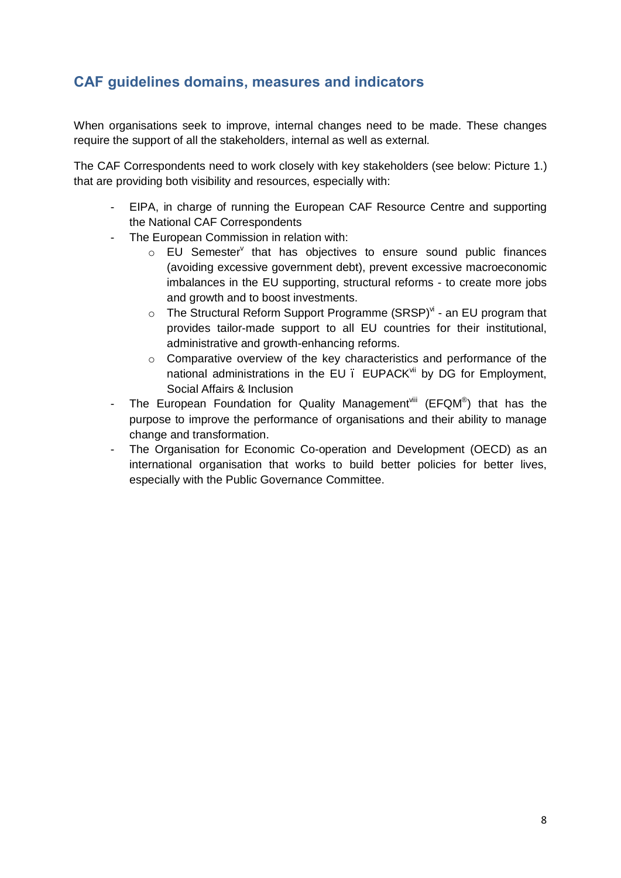## CAF guidelines domains, measures and indicators

When organisations seek to improve, internal changes need to be made. These changes require the support of all the stakeholders, internal as well as external.

The CAF Correspondents need to work closely with key stakeholders (see below: Picture 1.) that are providing both visibility and resources, especially with:

- EIPA, in charge of running the European CAF Resource Centre and supporting the National CAF Correspondents
- The European Commission in relation with:
    - EU Semester[v] that has objectives to ensure sound public finances (avoiding excessive government debt), prevent excessive macroeconomic imbalances in the EU supporting, structural reforms - to create more jobs and growth and to boost investments.
    - The Structural Reform Support Programme (SRSP)[vi] - an EU program that provides tailor-made support to all EU countries for their institutional, administrative and growth-enhancing reforms.
    - Comparative overview of the key characteristics and performance of the national administrations in the EU ï EUPACK[vii] by DG for Employment, Social Affairs & Inclusion
- The European Foundation for Quality Management[viii] (EFQM®) that has the purpose to improve the performance of organisations and their ability to manage change and transformation.
- The Organisation for Economic Co-operation and Development (OECD) as an international organisation that works to build better policies for better lives, especially with the Public Governance Committee.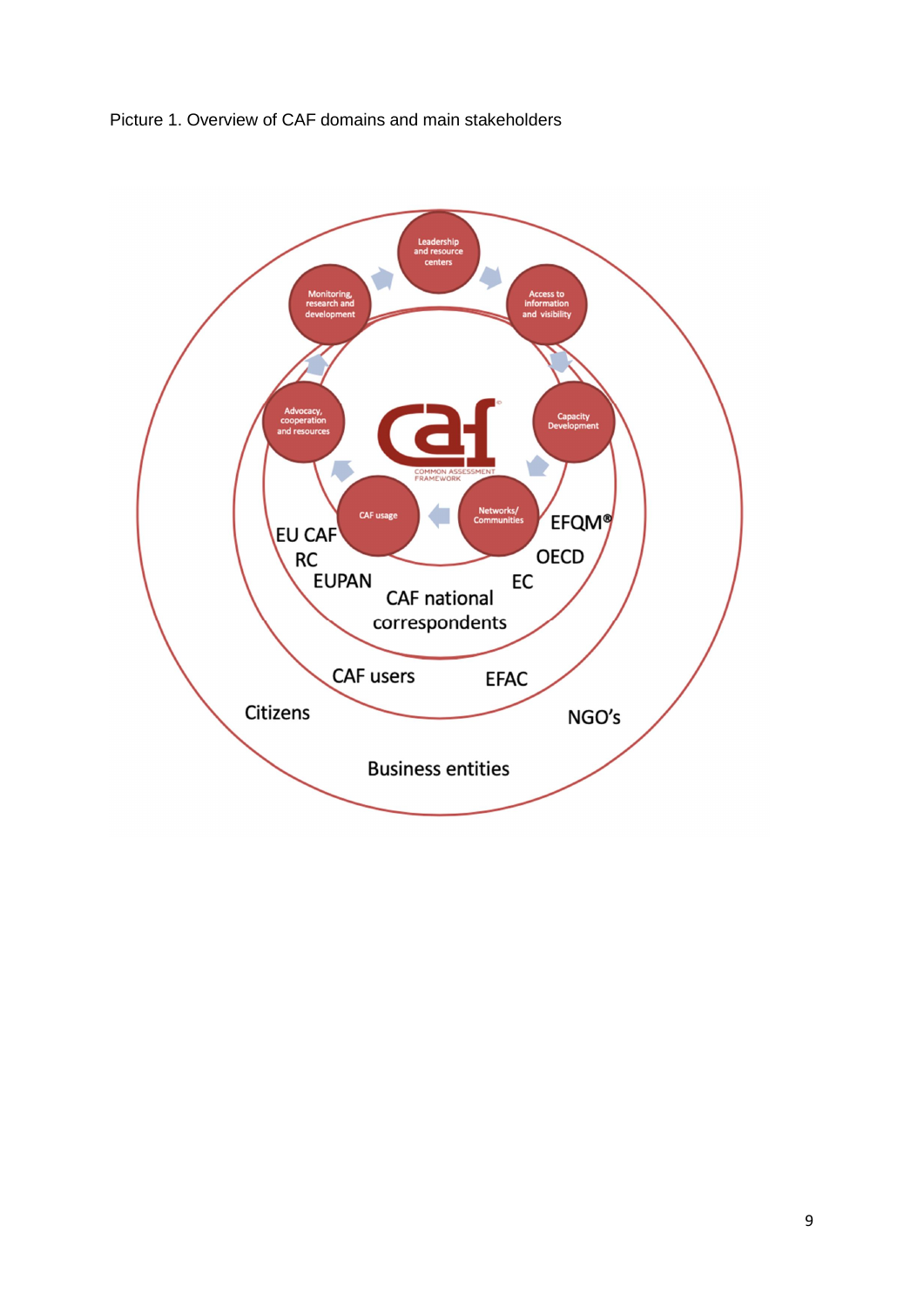Picture 1. Overview of CAF domains and main stakeholders

Leadership and resource centers

Access to information and visibility

Capacity Development

Networks/ Communities

CAF usage

Advocacy, cooperation and resources

Monitoring, research and development

caf COMMON ASSESSMENT FRAMEWORK

EU CAF RC

EUPAN

CAF national correspondents

EFQM®

OECD

EC

CAF users

EFAC

Citizens

NGO's

Business entities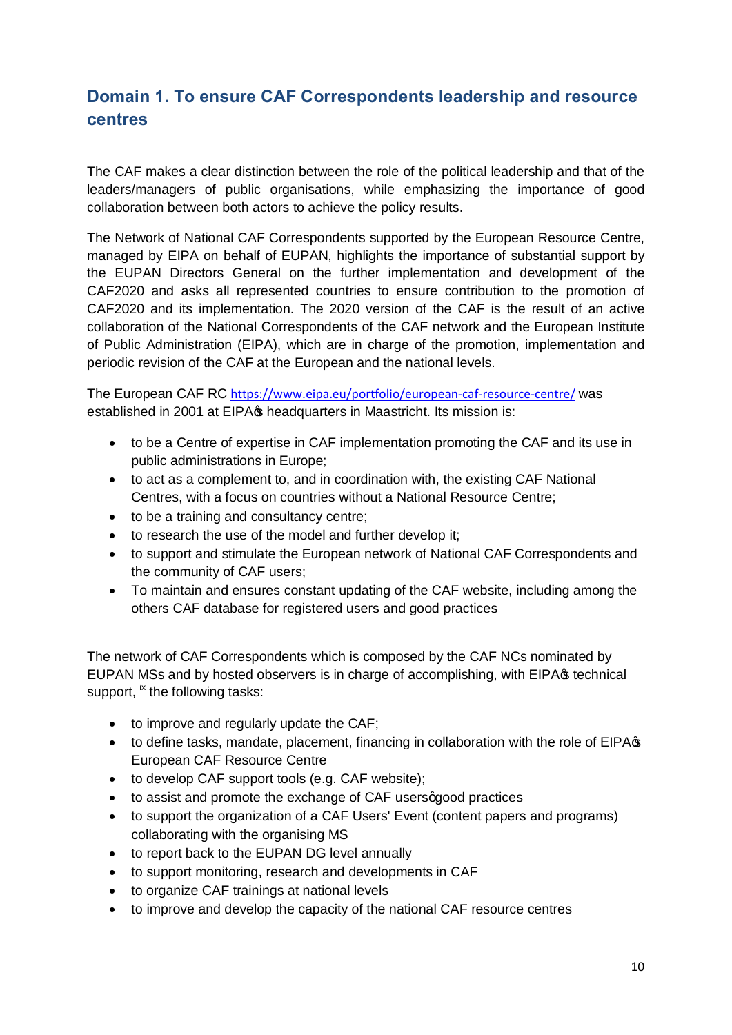## Domain 1. To ensure CAF Correspondents leadership and resource centres

The CAF makes a clear distinction between the role of the political leadership and that of the leaders/managers of public organisations, while emphasizing the importance of good collaboration between both actors to achieve the policy results.

The Network of National CAF Correspondents supported by the European Resource Centre, managed by EIPA on behalf of EUPAN, highlights the importance of substantial support by the EUPAN Directors General on the further implementation and development of the CAF2020 and asks all represented countries to ensure contribution to the promotion of CAF2020 and its implementation. The 2020 version of the CAF is the result of an active collaboration of the National Correspondents of the CAF network and the European Institute of Public Administration (EIPA), which are in charge of the promotion, implementation and periodic revision of the CAF at the European and the national levels.

The European CAF RC https://www.eipa.eu/portfolio/european-caf-resource-centre/ was established in 2001 at EIPA's headquarters in Maastricht. Its mission is:

- to be a Centre of expertise in CAF implementation promoting the CAF and its use in public administrations in Europe;
- to act as a complement to, and in coordination with, the existing CAF National Centres, with a focus on countries without a National Resource Centre;
- to be a training and consultancy centre;
- to research the use of the model and further develop it;
- to support and stimulate the European network of National CAF Correspondents and the community of CAF users;
- To maintain and ensures constant updating of the CAF website, including among the others CAF database for registered users and good practices

The network of CAF Correspondents which is composed by the CAF NCs nominated by EUPAN MSs and by hosted observers is in charge of accomplishing, with EIPA's technical support, [ix] the following tasks:

- to improve and regularly update the CAF;
- to define tasks, mandate, placement, financing in collaboration with the role of EIPA's European CAF Resource Centre
- to develop CAF support tools (e.g. CAF website);
- to assist and promote the exchange of CAF users' good practices
- to support the organization of a CAF Users' Event (content papers and programs) collaborating with the organising MS
- to report back to the EUPAN DG level annually
- to support monitoring, research and developments in CAF
- to organize CAF trainings at national levels
- to improve and develop the capacity of the national CAF resource centres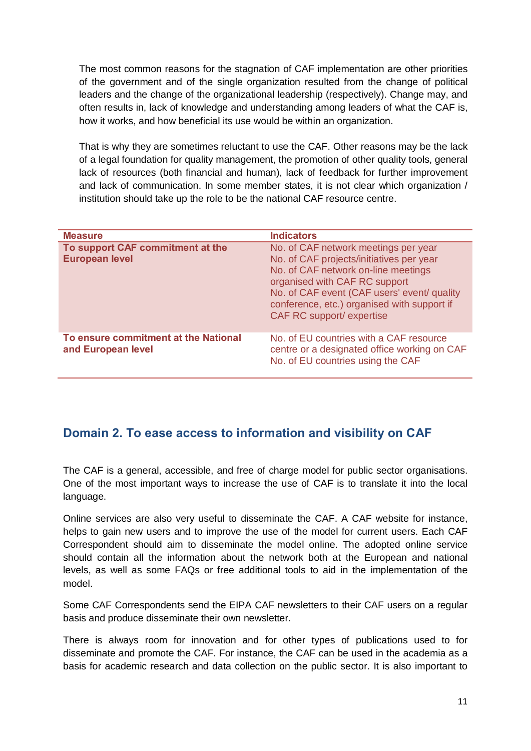The most common reasons for the stagnation of CAF implementation are other priorities of the government and of the single organization resulted from the change of political leaders and the change of the organizational leadership (respectively). Change may, and often results in, lack of knowledge and understanding among leaders of what the CAF is, how it works, and how beneficial its use would be within an organization.

That is why they are sometimes reluctant to use the CAF. Other reasons may be the lack of a legal foundation for quality management, the promotion of other quality tools, general lack of resources (both financial and human), lack of feedback for further improvement and lack of communication. In some member states, it is not clear which organization / institution should take up the role to be the national CAF resource centre.

| Measure | Indicators |
| --- | --- |
| **To support CAF commitment at the European level** | No. of CAF network meetings per year<br>No. of CAF projects/initiatives per year<br>No. of CAF network on-line meetings organised with CAF RC support<br>No. of CAF event (CAF users' event/ quality conference, etc.) organised with support if CAF RC support/ expertise |
| **To ensure commitment at the National and European level** | No. of EU countries with a CAF resource centre or a designated office working on CAF<br>No. of EU countries using the CAF |

## Domain 2. To ease access to information and visibility on CAF

The CAF is a general, accessible, and free of charge model for public sector organisations. One of the most important ways to increase the use of CAF is to translate it into the local language.

Online services are also very useful to disseminate the CAF. A CAF website for instance, helps to gain new users and to improve the use of the model for current users. Each CAF Correspondent should aim to disseminate the model online. The adopted online service should contain all the information about the network both at the European and national levels, as well as some FAQs or free additional tools to aid in the implementation of the model.

Some CAF Correspondents send the EIPA CAF newsletters to their CAF users on a regular basis and produce disseminate their own newsletter.

There is always room for innovation and for other types of publications used to for disseminate and promote the CAF. For instance, the CAF can be used in the academia as a basis for academic research and data collection on the public sector. It is also important to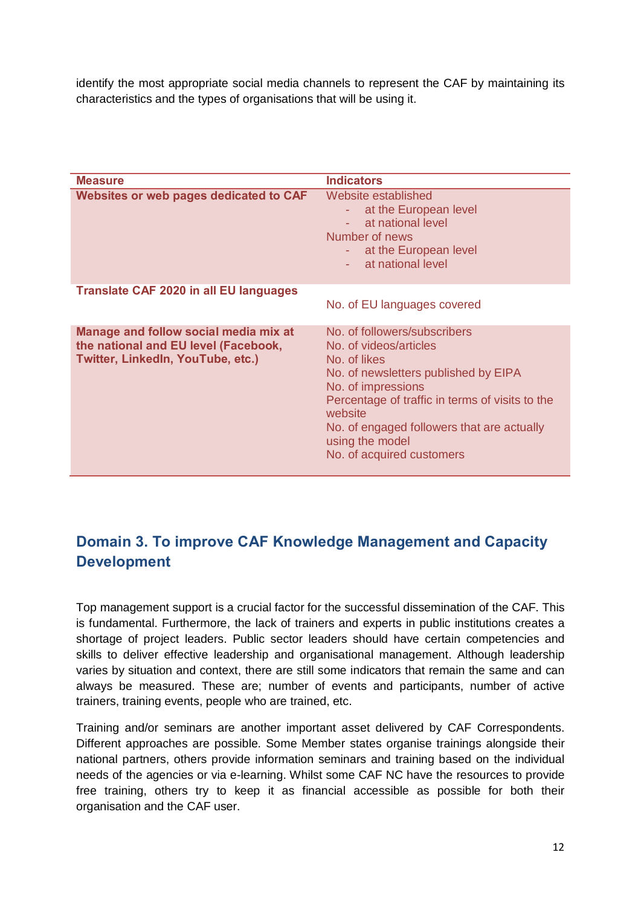identify the most appropriate social media channels to represent the CAF by maintaining its characteristics and the types of organisations that will be using it.

| Measure | Indicators |
|---|---|
| **Websites or web pages dedicated to CAF** | Website established<br>- at the European level<br>- at national level<br>Number of news<br>- at the European level<br>- at national level |
| **Translate CAF 2020 in all EU languages** | No. of EU languages covered |
| **Manage and follow social media mix at the national and EU level (Facebook, Twitter, LinkedIn, YouTube, etc.)** | No. of followers/subscribers<br>No. of videos/articles<br>No. of likes<br>No. of newsletters published by EIPA<br>No. of impressions<br>Percentage of traffic in terms of visits to the website<br>No. of engaged followers that are actually using the model<br>No. of acquired customers |

## Domain 3. To improve CAF Knowledge Management and Capacity Development

Top management support is a crucial factor for the successful dissemination of the CAF. This is fundamental. Furthermore, the lack of trainers and experts in public institutions creates a shortage of project leaders. Public sector leaders should have certain competencies and skills to deliver effective leadership and organisational management. Although leadership varies by situation and context, there are still some indicators that remain the same and can always be measured. These are; number of events and participants, number of active trainers, training events, people who are trained, etc.

Training and/or seminars are another important asset delivered by CAF Correspondents. Different approaches are possible. Some Member states organise trainings alongside their national partners, others provide information seminars and training based on the individual needs of the agencies or via e-learning. Whilst some CAF NC have the resources to provide free training, others try to keep it as financial accessible as possible for both their organisation and the CAF user.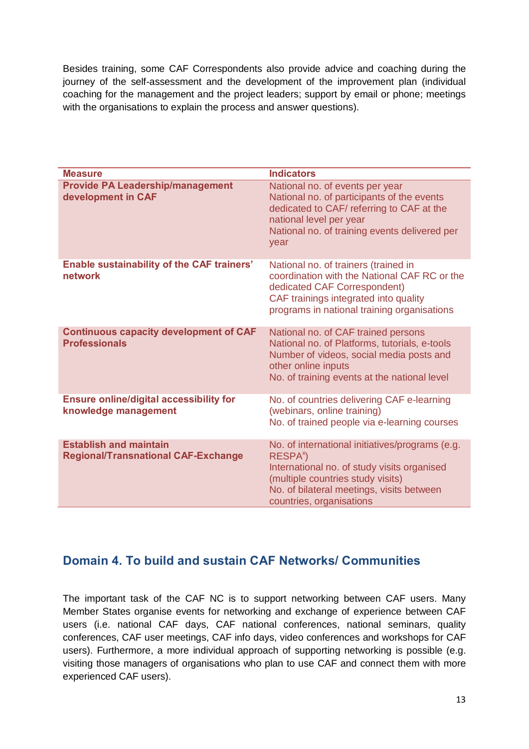Besides training, some CAF Correspondents also provide advice and coaching during the journey of the self-assessment and the development of the improvement plan (individual coaching for the management and the project leaders; support by email or phone; meetings with the organisations to explain the process and answer questions).

| Measure | Indicators |
|---|---|
| **Provide PA Leadership/management development in CAF** | National no. of events per year<br>National no. of participants of the events dedicated to CAF/ referring to CAF at the national level per year<br>National no. of training events delivered per year |
| **Enable sustainability of the CAF trainers' network** | National no. of trainers (trained in coordination with the National CAF RC or the dedicated CAF Correspondent)<br>CAF trainings integrated into quality programs in national training organisations |
| **Continuous capacity development of CAF Professionals** | National no. of CAF trained persons<br>National no. of Platforms, tutorials, e-tools<br>Number of videos, social media posts and other online inputs<br>No. of training events at the national level |
| **Ensure online/digital accessibility for knowledge management** | No. of countries delivering CAF e-learning (webinars, online training)<br>No. of trained people via e-learning courses |
| **Establish and maintain Regional/Transnational CAF-Exchange** | No. of international initiatives/programs (e.g. RESPA[x])<br>International no. of study visits organised (multiple countries study visits)<br>No. of bilateral meetings, visits between countries, organisations |

## Domain 4. To build and sustain CAF Networks/ Communities

The important task of the CAF NC is to support networking between CAF users. Many Member States organise events for networking and exchange of experience between CAF users (i.e. national CAF days, CAF national conferences, national seminars, quality conferences, CAF user meetings, CAF info days, video conferences and workshops for CAF users). Furthermore, a more individual approach of supporting networking is possible (e.g. visiting those managers of organisations who plan to use CAF and connect them with more experienced CAF users).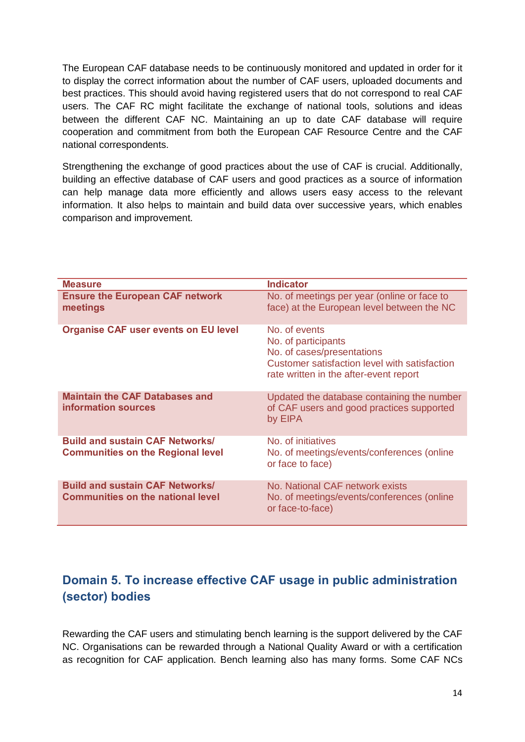The European CAF database needs to be continuously monitored and updated in order for it to display the correct information about the number of CAF users, uploaded documents and best practices. This should avoid having registered users that do not correspond to real CAF users. The CAF RC might facilitate the exchange of national tools, solutions and ideas between the different CAF NC. Maintaining an up to date CAF database will require cooperation and commitment from both the European CAF Resource Centre and the CAF national correspondents.

Strengthening the exchange of good practices about the use of CAF is crucial. Additionally, building an effective database of CAF users and good practices as a source of information can help manage data more efficiently and allows users easy access to the relevant information. It also helps to maintain and build data over successive years, which enables comparison and improvement.

| Measure | Indicator |
|---|---|
| **Ensure the European CAF network meetings** | No. of meetings per year (online or face to face) at the European level between the NC |
| **Organise CAF user events on EU level** | No. of events<br>No. of participants<br>No. of cases/presentations<br>Customer satisfaction level with satisfaction rate written in the after-event report |
| **Maintain the CAF Databases and information sources** | Updated the database containing the number of CAF users and good practices supported by EIPA |
| **Build and sustain CAF Networks/ Communities on the Regional level** | No. of initiatives<br>No. of meetings/events/conferences (online or face to face) |
| **Build and sustain CAF Networks/ Communities on the national level** | No. National CAF network exists<br>No. of meetings/events/conferences (online or face-to-face) |

## Domain 5. To increase effective CAF usage in public administration (sector) bodies

Rewarding the CAF users and stimulating bench learning is the support delivered by the CAF NC. Organisations can be rewarded through a National Quality Award or with a certification as recognition for CAF application. Bench learning also has many forms. Some CAF NCs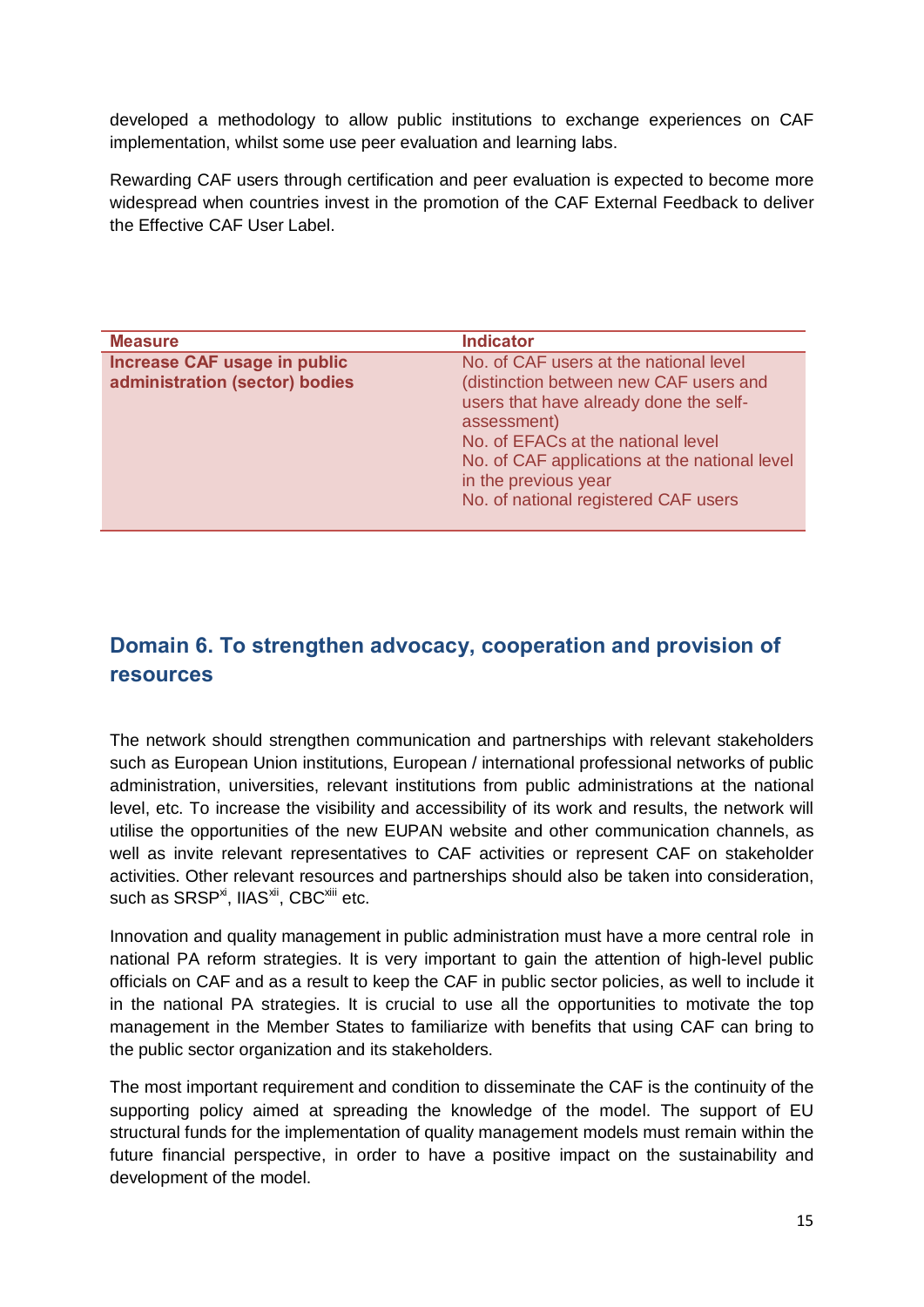developed a methodology to allow public institutions to exchange experiences on CAF implementation, whilst some use peer evaluation and learning labs.

Rewarding CAF users through certification and peer evaluation is expected to become more widespread when countries invest in the promotion of the CAF External Feedback to deliver the Effective CAF User Label.

| Measure | Indicator |
| --- | --- |
| **Increase CAF usage in public administration (sector) bodies** | No. of CAF users at the national level (distinction between new CAF users and users that have already done the self-assessment)<br>No. of EFACs at the national level<br>No. of CAF applications at the national level in the previous year<br>No. of national registered CAF users |

## Domain 6. To strengthen advocacy, cooperation and provision of resources

The network should strengthen communication and partnerships with relevant stakeholders such as European Union institutions, European / international professional networks of public administration, universities, relevant institutions from public administrations at the national level, etc. To increase the visibility and accessibility of its work and results, the network will utilise the opportunities of the new EUPAN website and other communication channels, as well as invite relevant representatives to CAF activities or represent CAF on stakeholder activities. Other relevant resources and partnerships should also be taken into consideration, such as SRSP[xi], IIAS[xii], CBC[xiii] etc.

Innovation and quality management in public administration must have a more central role in national PA reform strategies. It is very important to gain the attention of high-level public officials on CAF and as a result to keep the CAF in public sector policies, as well to include it in the national PA strategies. It is crucial to use all the opportunities to motivate the top management in the Member States to familiarize with benefits that using CAF can bring to the public sector organization and its stakeholders.

The most important requirement and condition to disseminate the CAF is the continuity of the supporting policy aimed at spreading the knowledge of the model. The support of EU structural funds for the implementation of quality management models must remain within the future financial perspective, in order to have a positive impact on the sustainability and development of the model.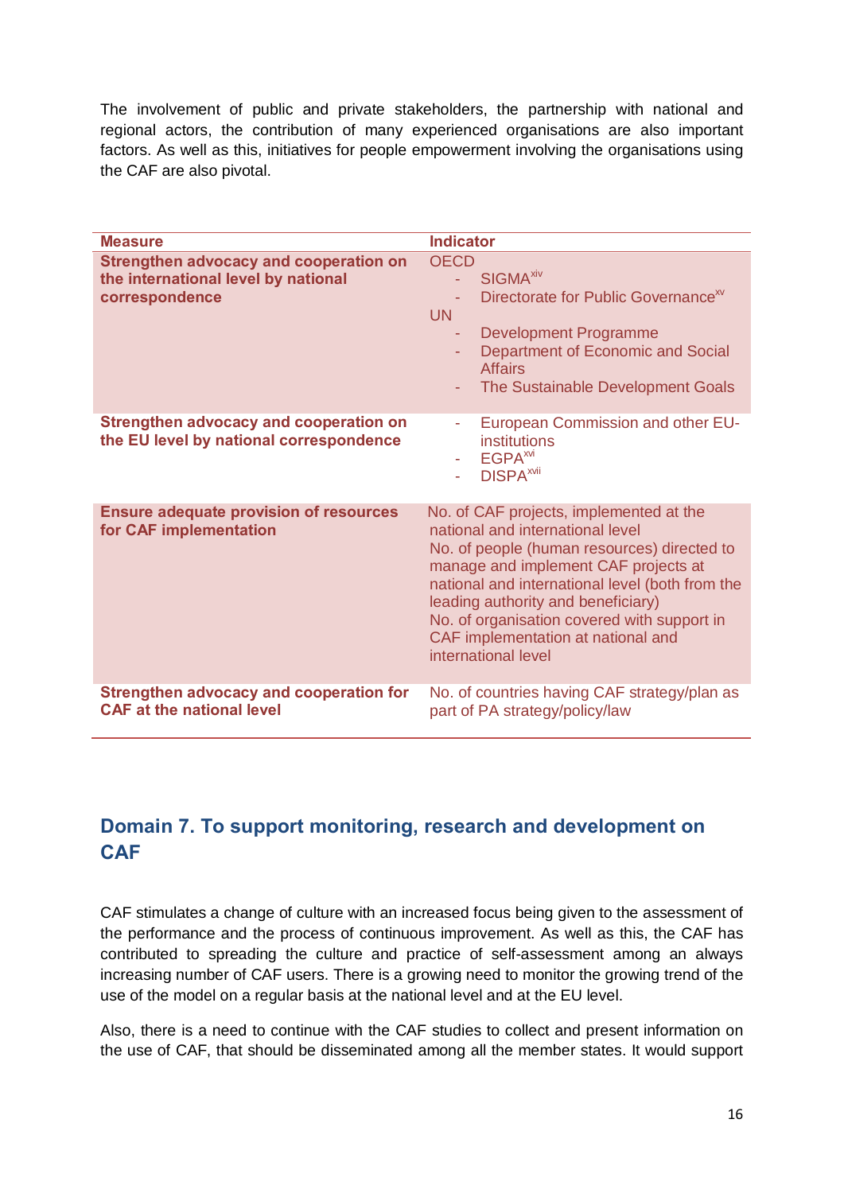The involvement of public and private stakeholders, the partnership with national and regional actors, the contribution of many experienced organisations are also important factors. As well as this, initiatives for people empowerment involving the organisations using the CAF are also pivotal.

| Measure | Indicator |
|---|---|
| **Strengthen advocacy and cooperation on the international level by national correspondence** | OECD<br>- SIGMA[xiv]<br>- Directorate for Public Governance[xv]<br>UN<br>- Development Programme<br>- Department of Economic and Social Affairs<br>- The Sustainable Development Goals |
| **Strengthen advocacy and cooperation on the EU level by national correspondence** | - European Commission and other EU-institutions<br>- EGPA[xvi]<br>- DISPA[xvii] |
| **Ensure adequate provision of resources for CAF implementation** | No. of CAF projects, implemented at the national and international level<br>No. of people (human resources) directed to manage and implement CAF projects at national and international level (both from the leading authority and beneficiary)<br>No. of organisation covered with support in CAF implementation at national and international level |
| **Strengthen advocacy and cooperation for CAF at the national level** | No. of countries having CAF strategy/plan as part of PA strategy/policy/law |

## Domain 7. To support monitoring, research and development on CAF

CAF stimulates a change of culture with an increased focus being given to the assessment of the performance and the process of continuous improvement. As well as this, the CAF has contributed to spreading the culture and practice of self-assessment among an always increasing number of CAF users. There is a growing need to monitor the growing trend of the use of the model on a regular basis at the national level and at the EU level.

Also, there is a need to continue with the CAF studies to collect and present information on the use of CAF, that should be disseminated among all the member states. It would support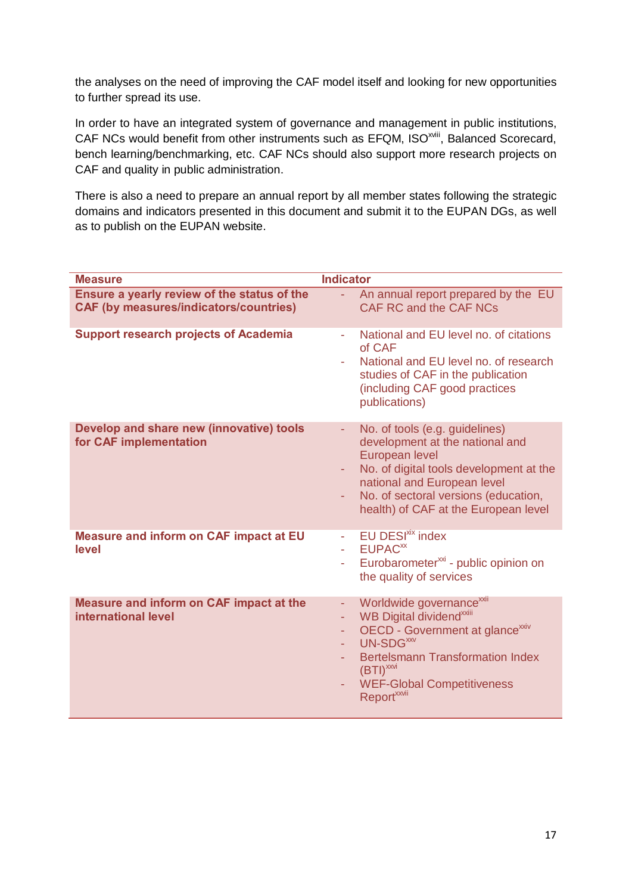the analyses on the need of improving the CAF model itself and looking for new opportunities to further spread its use.

In order to have an integrated system of governance and management in public institutions, CAF NCs would benefit from other instruments such as EFQM, ISO[xviii], Balanced Scorecard, bench learning/benchmarking, etc. CAF NCs should also support more research projects on CAF and quality in public administration.

There is also a need to prepare an annual report by all member states following the strategic domains and indicators presented in this document and submit it to the EUPAN DGs, as well as to publish on the EUPAN website.

| Measure | Indicator |
|---|---|
| **Ensure a yearly review of the status of the CAF (by measures/indicators/countries)** | - An annual report prepared by the EU CAF RC and the CAF NCs |
| **Support research projects of Academia** | - National and EU level no. of citations of CAF<br>- National and EU level no. of research studies of CAF in the publication (including CAF good practices publications) |
| **Develop and share new (innovative) tools for CAF implementation** | - No. of tools (e.g. guidelines) development at the national and European level<br>- No. of digital tools development at the national and European level<br>- No. of sectoral versions (education, health) of CAF at the European level |
| **Measure and inform on CAF impact at EU level** | - EU DESI[xix] index<br>- EUPAC[xx]<br>- Eurobarometer[xxi] - public opinion on the quality of services |
| **Measure and inform on CAF impact at the international level** | - Worldwide governance[xxii]<br>- WB Digital dividend[xxiii]<br>- OECD - Government at glance[xxiv]<br>- UN-SDG[xxv]<br>- Bertelsmann Transformation Index (BTI)[xxvi]<br>- WEF-Global Competitiveness Report[xxvii] |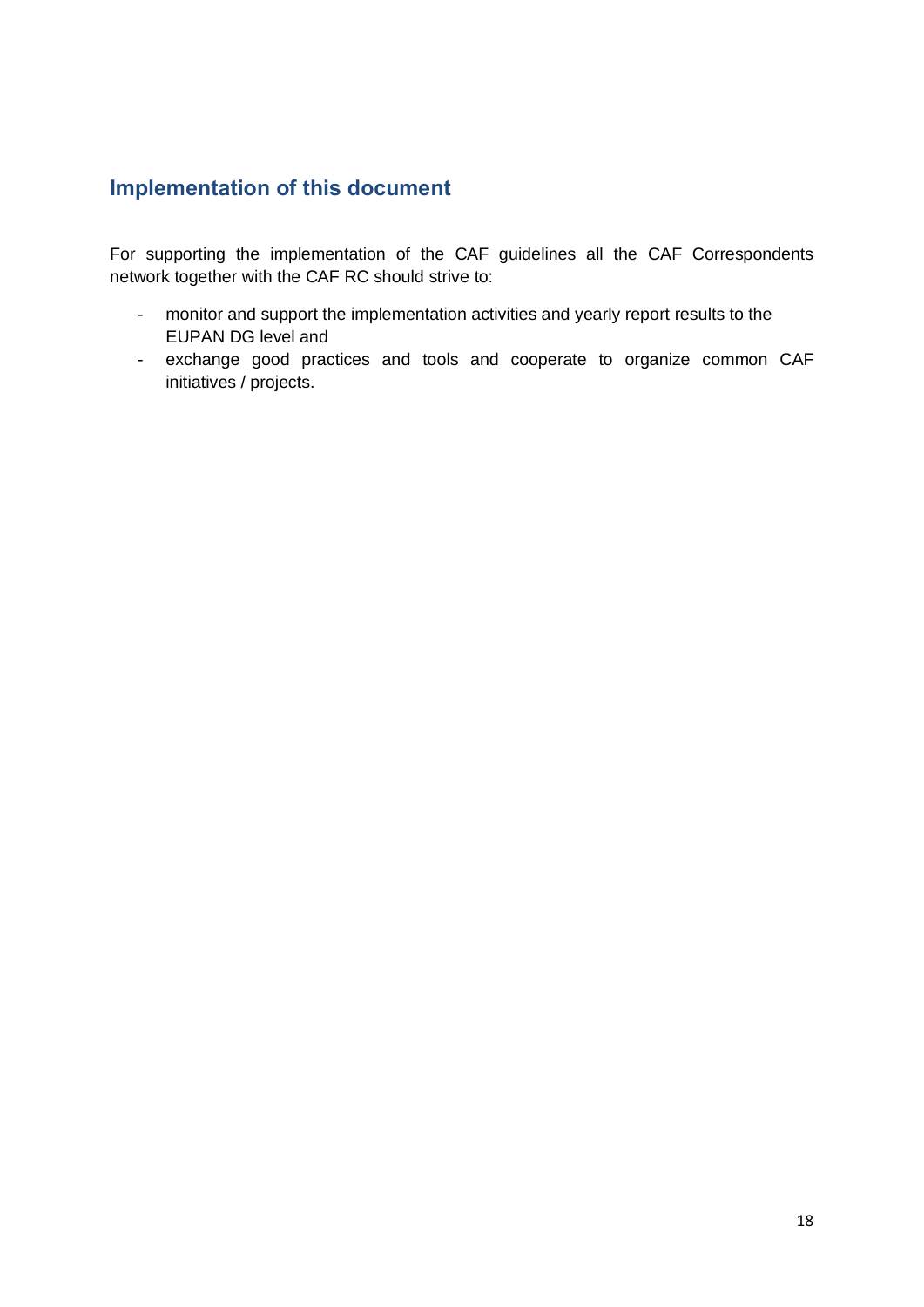## Implementation of this document

For supporting the implementation of the CAF guidelines all the CAF Correspondents network together with the CAF RC should strive to:

- monitor and support the implementation activities and yearly report results to the EUPAN DG level and
- exchange good practices and tools and cooperate to organize common CAF initiatives / projects.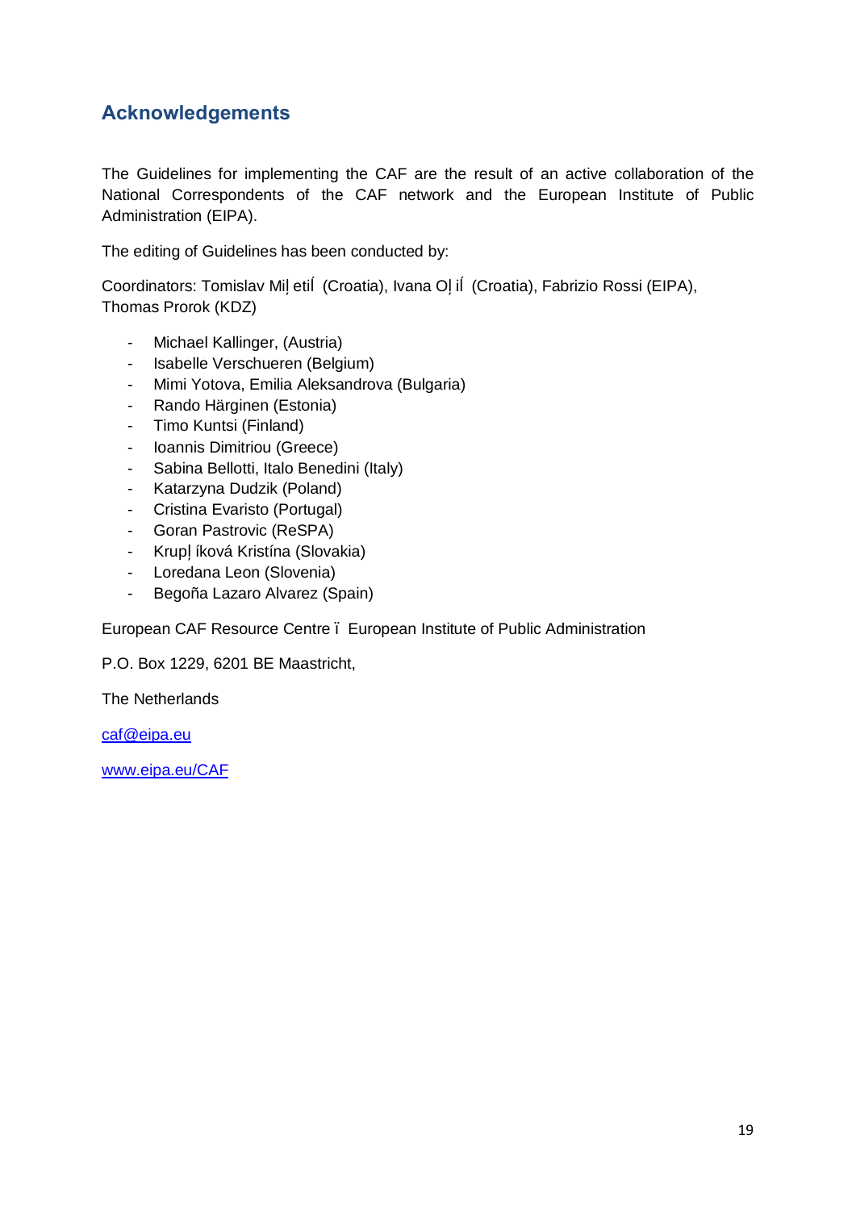## Acknowledgements

The Guidelines for implementing the CAF are the result of an active collaboration of the National Correspondents of the CAF network and the European Institute of Public Administration (EIPA).

The editing of Guidelines has been conducted by:

Coordinators: Tomislav Miļ etiĺ (Croatia), Ivana Oļ iĺ (Croatia), Fabrizio Rossi (EIPA), Thomas Prorok (KDZ)

- Michael Kallinger, (Austria)
- Isabelle Verschueren (Belgium)
- Mimi Yotova, Emilia Aleksandrova (Bulgaria)
- Rando Härginen (Estonia)
- Timo Kuntsi (Finland)
- Ioannis Dimitriou (Greece)
- Sabina Bellotti, Italo Benedini (Italy)
- Katarzyna Dudzik (Poland)
- Cristina Evaristo (Portugal)
- Goran Pastrovic (ReSPA)
- Krupļ íková Kristína (Slovakia)
- Loredana Leon (Slovenia)
- Begoña Lazaro Alvarez (Spain)

European CAF Resource Centre ï European Institute of Public Administration

P.O. Box 1229, 6201 BE Maastricht,

The Netherlands

caf@eipa.eu

www.eipa.eu/CAF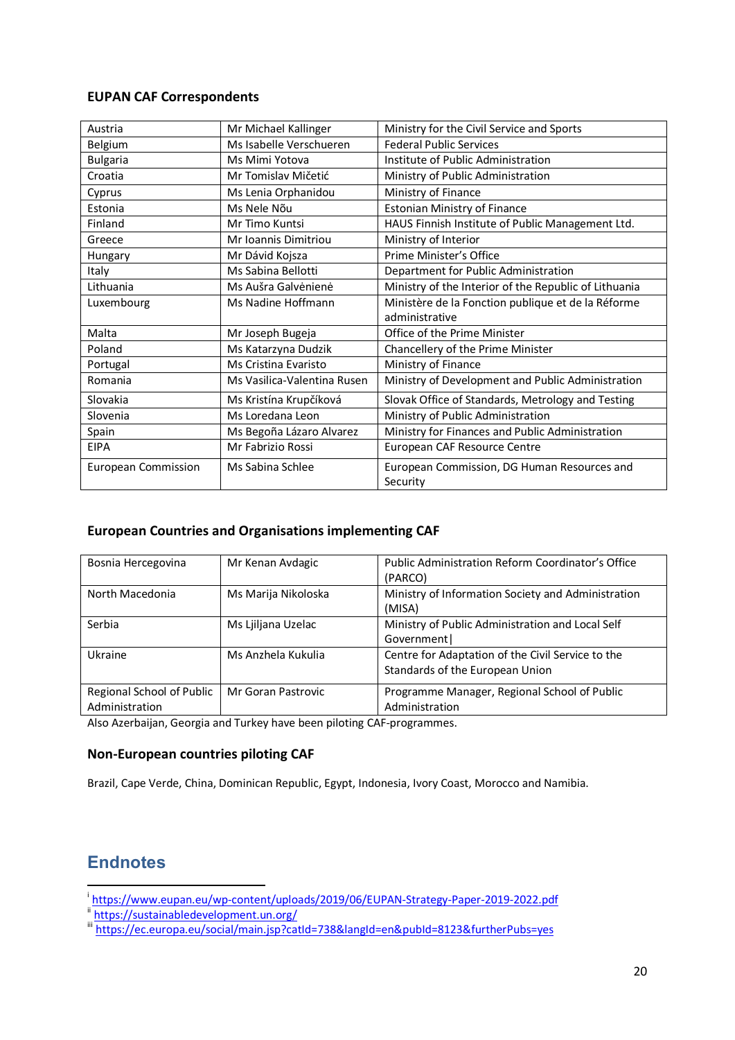### EUPAN CAF Correspondents

| | | |
|---|---|---|
| Austria | Mr Michael Kallinger | Ministry for the Civil Service and Sports |
| Belgium | Ms Isabelle Verschueren | Federal Public Services |
| Bulgaria | Ms Mimi Yotova | Institute of Public Administration |
| Croatia | Mr Tomislav Mičetić | Ministry of Public Administration |
| Cyprus | Ms Lenia Orphanidou | Ministry of Finance |
| Estonia | Ms Nele Nõu | Estonian Ministry of Finance |
| Finland | Mr Timo Kuntsi | HAUS Finnish Institute of Public Management Ltd. |
| Greece | Mr Ioannis Dimitriou | Ministry of Interior |
| Hungary | Mr Dávid Kojsza | Prime Minister's Office |
| Italy | Ms Sabina Bellotti | Department for Public Administration |
| Lithuania | Ms Aušra Galvėnienė | Ministry of the Interior of the Republic of Lithuania |
| Luxembourg | Ms Nadine Hoffmann | Ministère de la Fonction publique et de la Réforme administrative |
| Malta | Mr Joseph Bugeja | Office of the Prime Minister |
| Poland | Ms Katarzyna Dudzik | Chancellery of the Prime Minister |
| Portugal | Ms Cristina Evaristo | Ministry of Finance |
| Romania | Ms Vasilica-Valentina Rusen | Ministry of Development and Public Administration |
| Slovakia | Ms Kristína Krupčíková | Slovak Office of Standards, Metrology and Testing |
| Slovenia | Ms Loredana Leon | Ministry of Public Administration |
| Spain | Ms Begoña Lázaro Alvarez | Ministry for Finances and Public Administration |
| EIPA | Mr Fabrizio Rossi | European CAF Resource Centre |
| European Commission | Ms Sabina Schlee | European Commission, DG Human Resources and Security |

### European Countries and Organisations implementing CAF

| | | |
|---|---|---|
| Bosnia Hercegovina | Mr Kenan Avdagic | Public Administration Reform Coordinator's Office (PARCO) |
| North Macedonia | Ms Marija Nikoloska | Ministry of Information Society and Administration (MISA) |
| Serbia | Ms Ljiljana Uzelac | Ministry of Public Administration and Local Self Government\| |
| Ukraine | Ms Anzhela Kukulia | Centre for Adaptation of the Civil Service to the Standards of the European Union |
| Regional School of Public Administration | Mr Goran Pastrovic | Programme Manager, Regional School of Public Administration |

Also Azerbaijan, Georgia and Turkey have been piloting CAF-programmes.

### Non-European countries piloting CAF

Brazil, Cape Verde, China, Dominican Republic, Egypt, Indonesia, Ivory Coast, Morocco and Namibia.

## Endnotes

[i] https://www.eupan.eu/wp-content/uploads/2019/06/EUPAN-Strategy-Paper-2019-2022.pdf

[ii] https://sustainabledevelopment.un.org/

[iii] https://ec.europa.eu/social/main.jsp?catId=738&langId=en&pubId=8123&furtherPubs=yes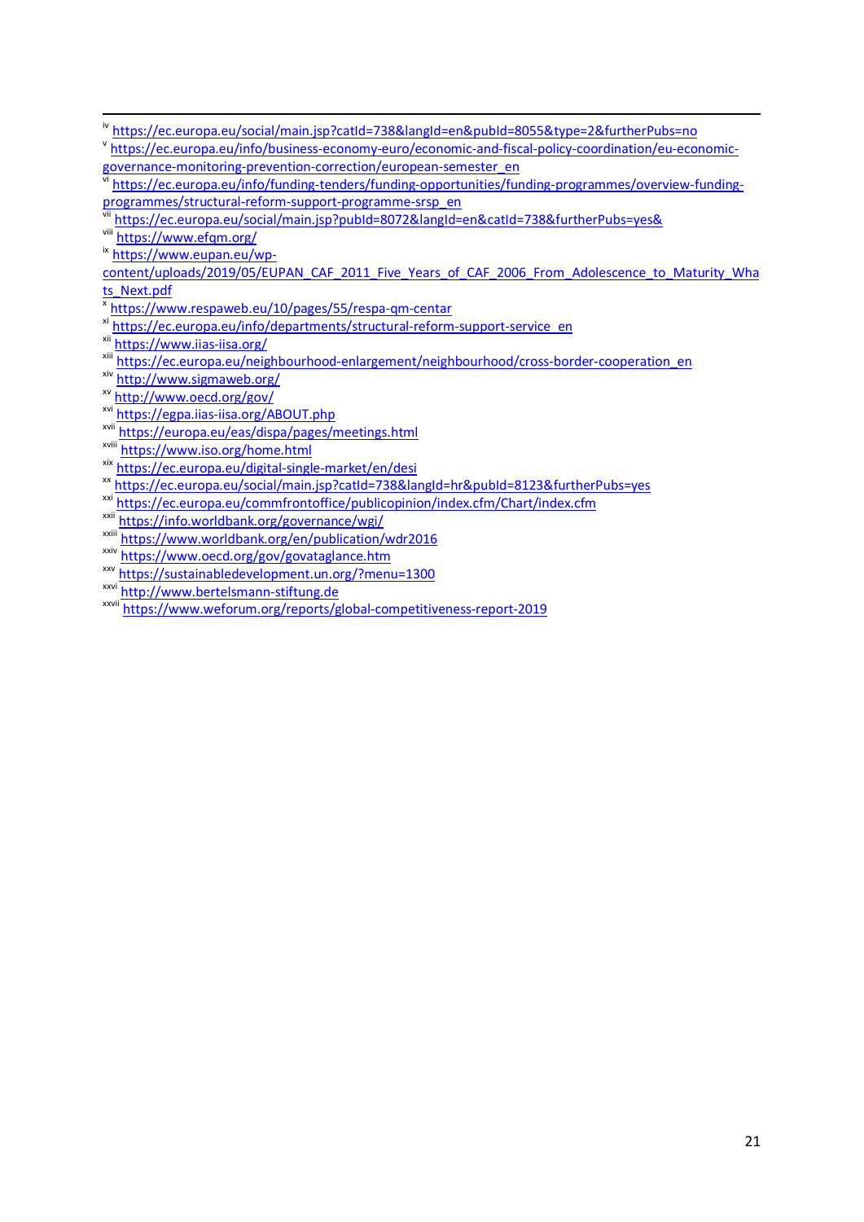[iv] https://ec.europa.eu/social/main.jsp?catId=738&langId=en&pubId=8055&type=2&furtherPubs=no

[v] https://ec.europa.eu/info/business-economy-euro/economic-and-fiscal-policy-coordination/eu-economic-governance-monitoring-prevention-correction/european-semester_en

[vi] https://ec.europa.eu/info/funding-tenders/funding-opportunities/funding-programmes/overview-funding-programmes/structural-reform-support-programme-srsp_en

[vii] https://ec.europa.eu/social/main.jsp?pubId=8072&langId=en&catId=738&furtherPubs=yes&

[viii] https://www.efqm.org/

[ix] https://www.eupan.eu/wp-content/uploads/2019/05/EUPAN_CAF_2011_Five_Years_of_CAF_2006_From_Adolescence_to_Maturity_Whats_Next.pdf

[x] https://www.respaweb.eu/10/pages/55/respa-qm-centar

[xi] https://ec.europa.eu/info/departments/structural-reform-support-service_en

[xii] https://www.iias-iisa.org/

[xiii] https://ec.europa.eu/neighbourhood-enlargement/neighbourhood/cross-border-cooperation_en

[xiv] http://www.sigmaweb.org/

[xv] http://www.oecd.org/gov/

[xvi] https://egpa.iias-iisa.org/ABOUT.php

[xvii] https://europa.eu/eas/dispa/pages/meetings.html

[xviii] https://www.iso.org/home.html

[xix] https://ec.europa.eu/digital-single-market/en/desi

[xx] https://ec.europa.eu/social/main.jsp?catId=738&langId=hr&pubId=8123&furtherPubs=yes

[xxi] https://ec.europa.eu/commfrontoffice/publicopinion/index.cfm/Chart/index.cfm

[xxii] https://info.worldbank.org/governance/wgi/

[xxiii] https://www.worldbank.org/en/publication/wdr2016

[xxiv] https://www.oecd.org/gov/govataglance.htm

[xxv] https://sustainabledevelopment.un.org/?menu=1300

[xxvi] http://www.bertelsmann-stiftung.de

[xxvii] https://www.weforum.org/reports/global-competitiveness-report-2019